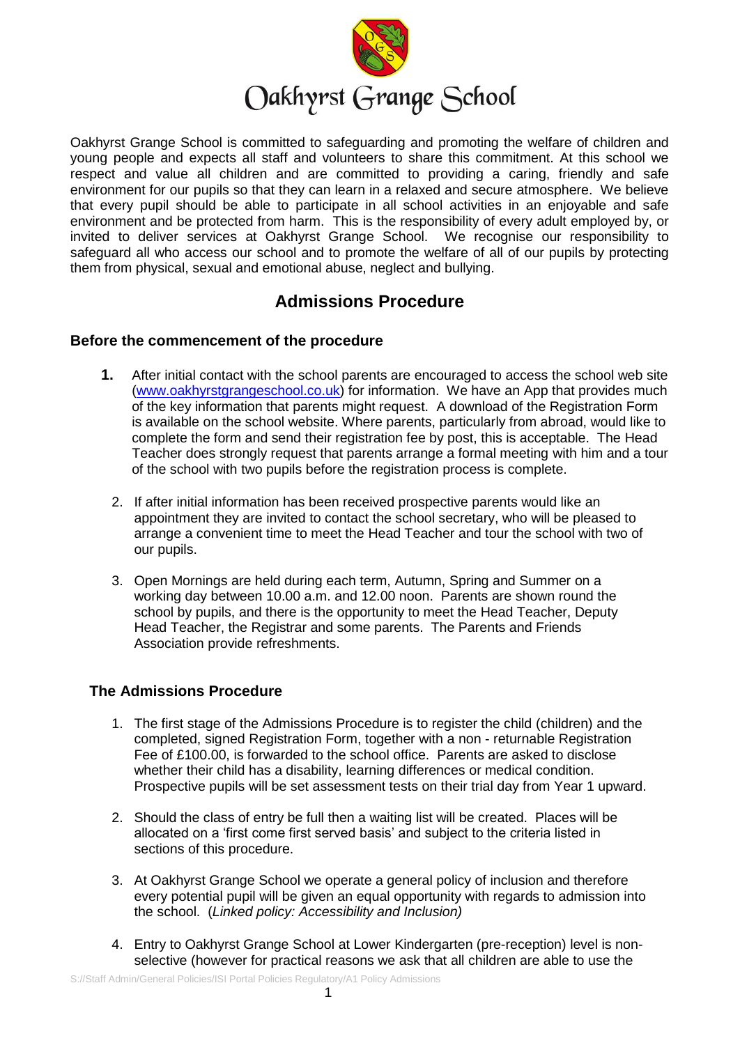# Oakhyrst Grange School

Oakhyrst Grange School is committed to safeguarding and promoting the welfare of children and young people and expects all staff and volunteers to share this commitment. At this school we respect and value all children and are committed to providing a caring, friendly and safe environment for our pupils so that they can learn in a relaxed and secure atmosphere. We believe that every pupil should be able to participate in all school activities in an enjoyable and safe environment and be protected from harm. This is the responsibility of every adult employed by, or invited to deliver services at Oakhyrst Grange School. We recognise our responsibility to safeguard all who access our school and to promote the welfare of all of our pupils by protecting them from physical, sexual and emotional abuse, neglect and bullying.

## Admissions Procedure

### Before the commencement of the procedure

1. After initial contact with the school parents are encouraged to access the school web site (www.oakhyrstgrangeschool.co.uk) for information. We have an App that provides much of the key information that parents might request. A download of the Registration Form is available on the school website. Where parents, particularly from abroad, would like to complete the form and send their registration fee by post, this is acceptable. The Head Teacher does strongly request that parents arrange a formal meeting with him and a tour of the school with two pupils before the registration process is complete.
2. If after initial information has been received prospective parents would like an appointment they are invited to contact the school secretary, who will be pleased to arrange a convenient time to meet the Head Teacher and tour the school with two of our pupils.
3. Open Mornings are held during each term, Autumn, Spring and Summer on a working day between 10.00 a.m. and 12.00 noon. Parents are shown round the school by pupils, and there is the opportunity to meet the Head Teacher, Deputy Head Teacher, the Registrar and some parents. The Parents and Friends Association provide refreshments.

### The Admissions Procedure

1. The first stage of the Admissions Procedure is to register the child (children) and the completed, signed Registration Form, together with a non - returnable Registration Fee of £100.00, is forwarded to the school office. Parents are asked to disclose whether their child has a disability, learning differences or medical condition. Prospective pupils will be set assessment tests on their trial day from Year 1 upward.
2. Should the class of entry be full then a waiting list will be created. Places will be allocated on a 'first come first served basis' and subject to the criteria listed in sections of this procedure.
3. At Oakhyrst Grange School we operate a general policy of inclusion and therefore every potential pupil will be given an equal opportunity with regards to admission into the school. (*Linked policy: Accessibility and Inclusion)*
4. Entry to Oakhyrst Grange School at Lower Kindergarten (pre-reception) level is non-selective (however for practical reasons we ask that all children are able to use the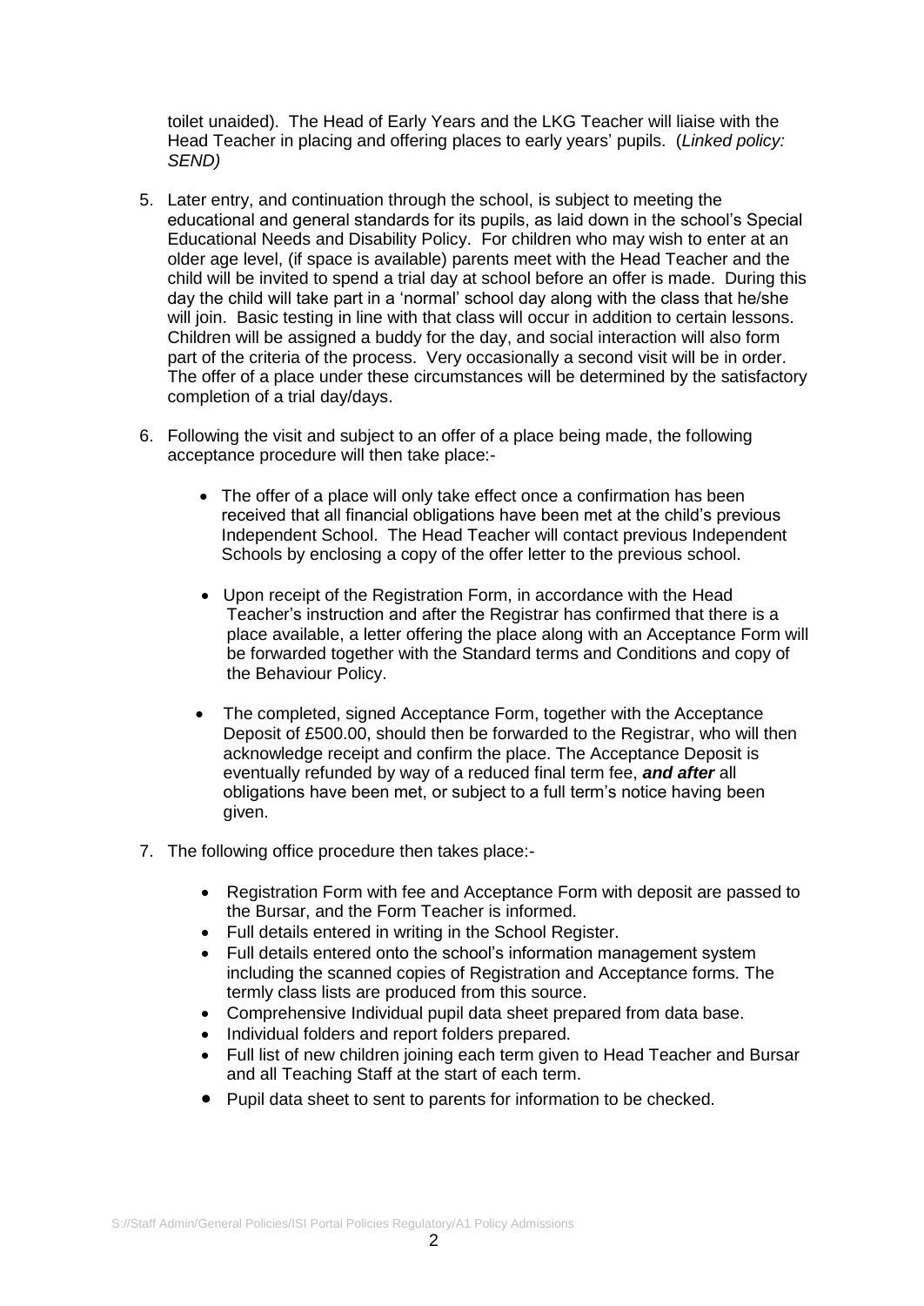toilet unaided). The Head of Early Years and the LKG Teacher will liaise with the Head Teacher in placing and offering places to early years' pupils. (*Linked policy: SEND)*

5. Later entry, and continuation through the school, is subject to meeting the educational and general standards for its pupils, as laid down in the school's Special Educational Needs and Disability Policy. For children who may wish to enter at an older age level, (if space is available) parents meet with the Head Teacher and the child will be invited to spend a trial day at school before an offer is made. During this day the child will take part in a 'normal' school day along with the class that he/she will join. Basic testing in line with that class will occur in addition to certain lessons. Children will be assigned a buddy for the day, and social interaction will also form part of the criteria of the process. Very occasionally a second visit will be in order. The offer of a place under these circumstances will be determined by the satisfactory completion of a trial day/days.

6. Following the visit and subject to an offer of a place being made, the following acceptance procedure will then take place:-

   - The offer of a place will only take effect once a confirmation has been received that all financial obligations have been met at the child's previous Independent School. The Head Teacher will contact previous Independent Schools by enclosing a copy of the offer letter to the previous school.

   - Upon receipt of the Registration Form, in accordance with the Head Teacher's instruction and after the Registrar has confirmed that there is a place available, a letter offering the place along with an Acceptance Form will be forwarded together with the Standard terms and Conditions and copy of the Behaviour Policy.

   - The completed, signed Acceptance Form, together with the Acceptance Deposit of £500.00, should then be forwarded to the Registrar, who will then acknowledge receipt and confirm the place. The Acceptance Deposit is eventually refunded by way of a reduced final term fee, ***and after*** all obligations have been met, or subject to a full term's notice having been given.

7. The following office procedure then takes place:-

   - Registration Form with fee and Acceptance Form with deposit are passed to the Bursar, and the Form Teacher is informed.
   - Full details entered in writing in the School Register.
   - Full details entered onto the school's information management system including the scanned copies of Registration and Acceptance forms. The termly class lists are produced from this source.
   - Comprehensive Individual pupil data sheet prepared from data base.
   - Individual folders and report folders prepared.
   - Full list of new children joining each term given to Head Teacher and Bursar and all Teaching Staff at the start of each term.
   - Pupil data sheet to sent to parents for information to be checked.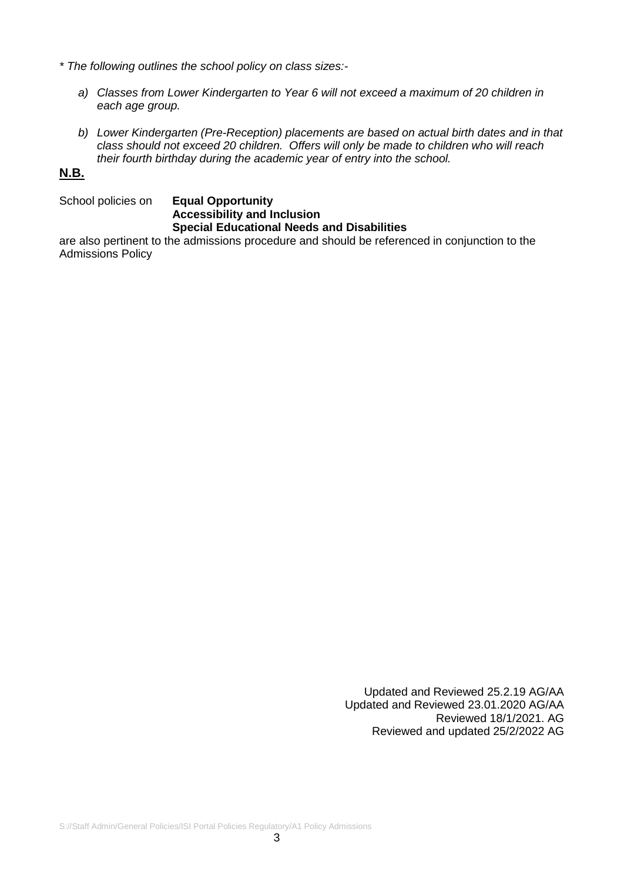*\* The following outlines the school policy on class sizes:-*

*a) Classes from Lower Kindergarten to Year 6 will not exceed a maximum of 20 children in each age group.*

*b) Lower Kindergarten (Pre-Reception) placements are based on actual birth dates and in that class should not exceed 20 children. Offers will only be made to children who will reach their fourth birthday during the academic year of entry into the school.*

**N.B.**

School policies on **Equal Opportunity**
**Accessibility and Inclusion**
**Special Educational Needs and Disabilities**

are also pertinent to the admissions procedure and should be referenced in conjunction to the Admissions Policy

Updated and Reviewed 25.2.19 AG/AA
Updated and Reviewed 23.01.2020 AG/AA
Reviewed 18/1/2021. AG
Reviewed and updated 25/2/2022 AG